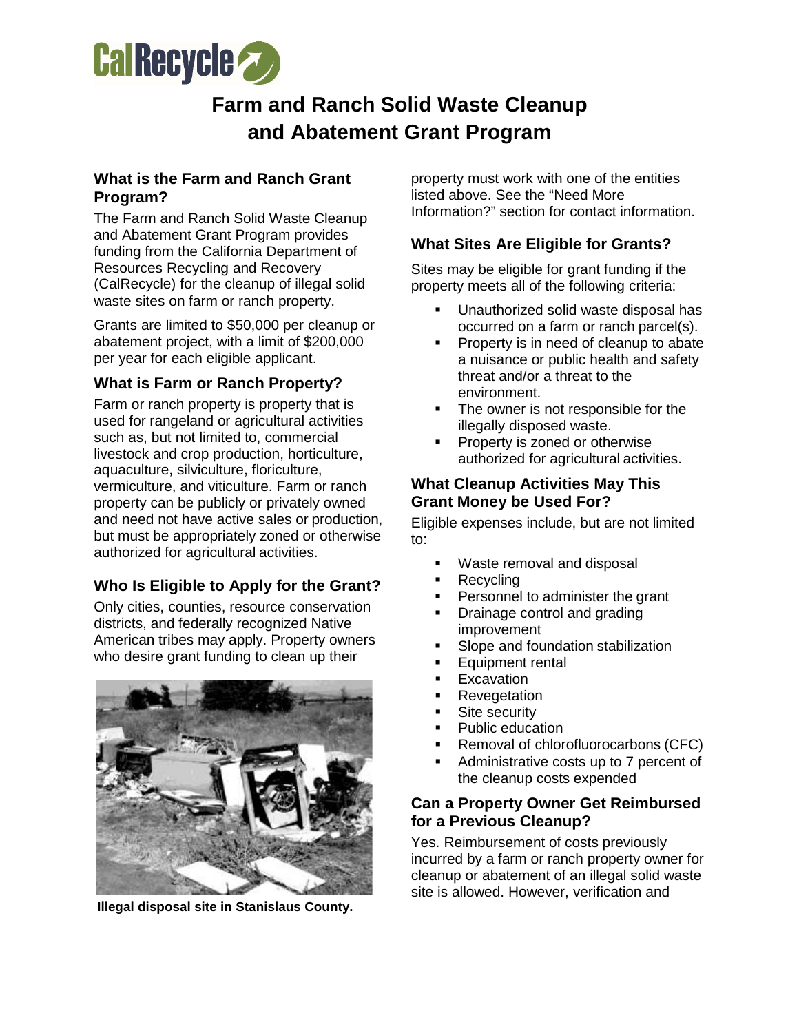CalRecycle

# Farm and Ranch Solid Waste Cleanup and Abatement Grant Program

## What is the Farm and Ranch Grant Program?

The Farm and Ranch Solid Waste Cleanup and Abatement Grant Program provides funding from the California Department of Resources Recycling and Recovery (CalRecycle) for the cleanup of illegal solid waste sites on farm or ranch property.

Grants are limited to $50,000 per cleanup or abatement project, with a limit of $200,000 per year for each eligible applicant.

## What is Farm or Ranch Property?

Farm or ranch property is property that is used for rangeland or agricultural activities such as, but not limited to, commercial livestock and crop production, horticulture, aquaculture, silviculture, floriculture, vermiculture, and viticulture. Farm or ranch property can be publicly or privately owned and need not have active sales or production, but must be appropriately zoned or otherwise authorized for agricultural activities.

## Who Is Eligible to Apply for the Grant?

Only cities, counties, resource conservation districts, and federally recognized Native American tribes may apply. Property owners who desire grant funding to clean up their property must work with one of the entities listed above. See the "Need More Information?" section for contact information.

Illegal disposal site in Stanislaus County.

## What Sites Are Eligible for Grants?

Sites may be eligible for grant funding if the property meets all of the following criteria:

- Unauthorized solid waste disposal has occurred on a farm or ranch parcel(s).
- Property is in need of cleanup to abate a nuisance or public health and safety threat and/or a threat to the environment.
- The owner is not responsible for the illegally disposed waste.
- Property is zoned or otherwise authorized for agricultural activities.

## What Cleanup Activities May This Grant Money be Used For?

Eligible expenses include, but are not limited to:

- Waste removal and disposal
- Recycling
- Personnel to administer the grant
- Drainage control and grading improvement
- Slope and foundation stabilization
- Equipment rental
- Excavation
- Revegetation
- Site security
- Public education
- Removal of chlorofluorocarbons (CFC)
- Administrative costs up to 7 percent of the cleanup costs expended

## Can a Property Owner Get Reimbursed for a Previous Cleanup?

Yes. Reimbursement of costs previously incurred by a farm or ranch property owner for cleanup or abatement of an illegal solid waste site is allowed. However, verification and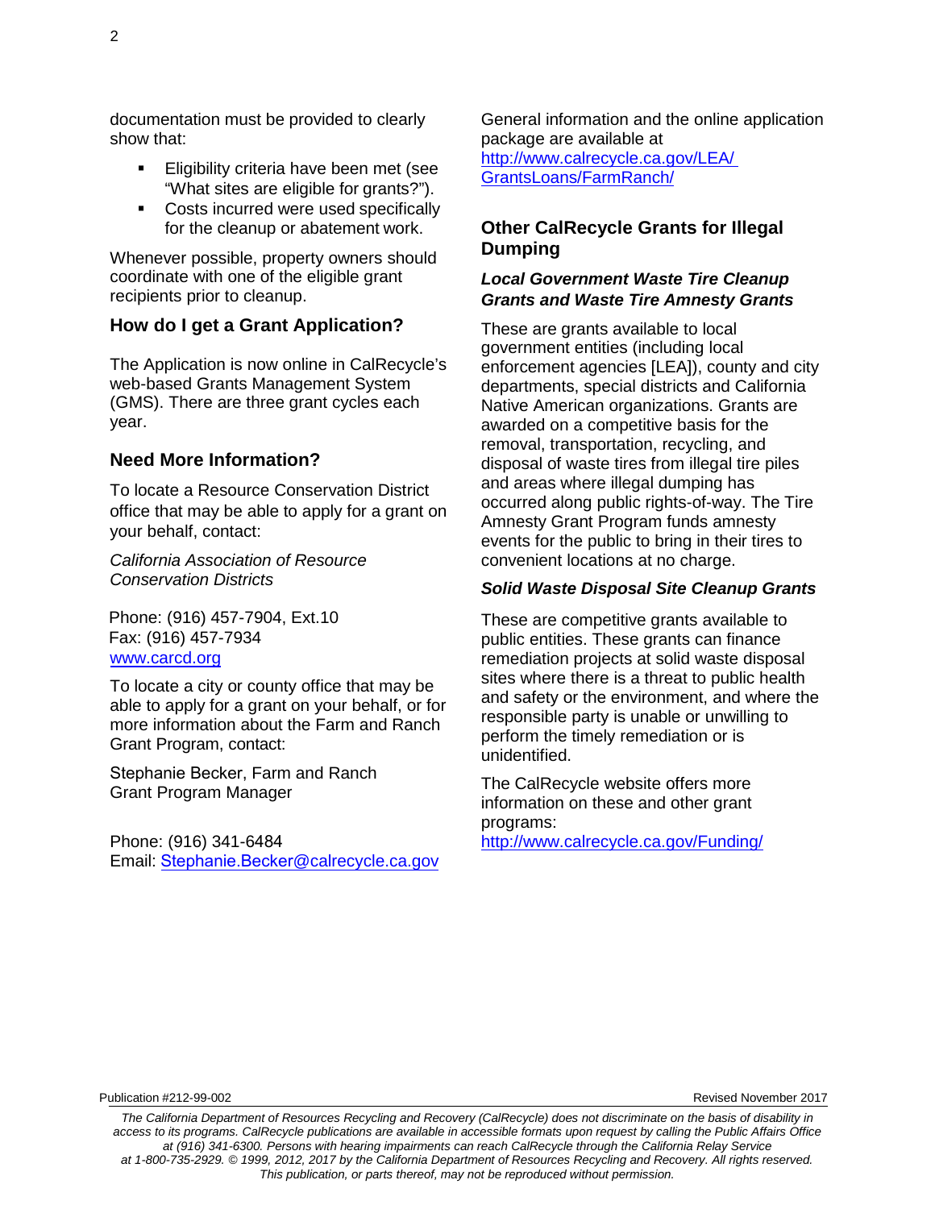documentation must be provided to clearly show that:

- Eligibility criteria have been met (see "What sites are eligible for grants?").
- Costs incurred were used specifically for the cleanup or abatement work.

Whenever possible, property owners should coordinate with one of the eligible grant recipients prior to cleanup.

## How do I get a Grant Application?

The Application is now online in CalRecycle's web-based Grants Management System (GMS). There are three grant cycles each year.

## Need More Information?

To locate a Resource Conservation District office that may be able to apply for a grant on your behalf, contact:

*California Association of Resource Conservation Districts*

Phone: (916) 457-7904, Ext.10
Fax: (916) 457-7934
[www.carcd.org](http://www.carcd.org)

To locate a city or county office that may be able to apply for a grant on your behalf, or for more information about the Farm and Ranch Grant Program, contact:

Stephanie Becker, Farm and Ranch Grant Program Manager

Phone: (916) 341-6484
Email: [Stephanie.Becker@calrecycle.ca.gov](mailto:Stephanie.Becker@calrecycle.ca.gov)

General information and the online application package are available at [http://www.calrecycle.ca.gov/LEA/GrantsLoans/FarmRanch/](http://www.calrecycle.ca.gov/LEA/GrantsLoans/FarmRanch/)

## Other CalRecycle Grants for Illegal Dumping

### *Local Government Waste Tire Cleanup Grants and Waste Tire Amnesty Grants*

These are grants available to local government entities (including local enforcement agencies [LEA]), county and city departments, special districts and California Native American organizations. Grants are awarded on a competitive basis for the removal, transportation, recycling, and disposal of waste tires from illegal tire piles and areas where illegal dumping has occurred along public rights-of-way. The Tire Amnesty Grant Program funds amnesty events for the public to bring in their tires to convenient locations at no charge.

### *Solid Waste Disposal Site Cleanup Grants*

These are competitive grants available to public entities. These grants can finance remediation projects at solid waste disposal sites where there is a threat to public health and safety or the environment, and where the responsible party is unable or unwilling to perform the timely remediation or is unidentified.

The CalRecycle website offers more information on these and other grant programs: [http://www.calrecycle.ca.gov/Funding/](http://www.calrecycle.ca.gov/Funding/)

Publication #212-99-002 Revised November 2017

*The California Department of Resources Recycling and Recovery (CalRecycle) does not discriminate on the basis of disability in access to its programs. CalRecycle publications are available in accessible formats upon request by calling the Public Affairs Office at (916) 341-6300. Persons with hearing impairments can reach CalRecycle through the California Relay Service at 1-800-735-2929. © 1999, 2012, 2017 by the California Department of Resources Recycling and Recovery. All rights reserved. This publication, or parts thereof, may not be reproduced without permission.*